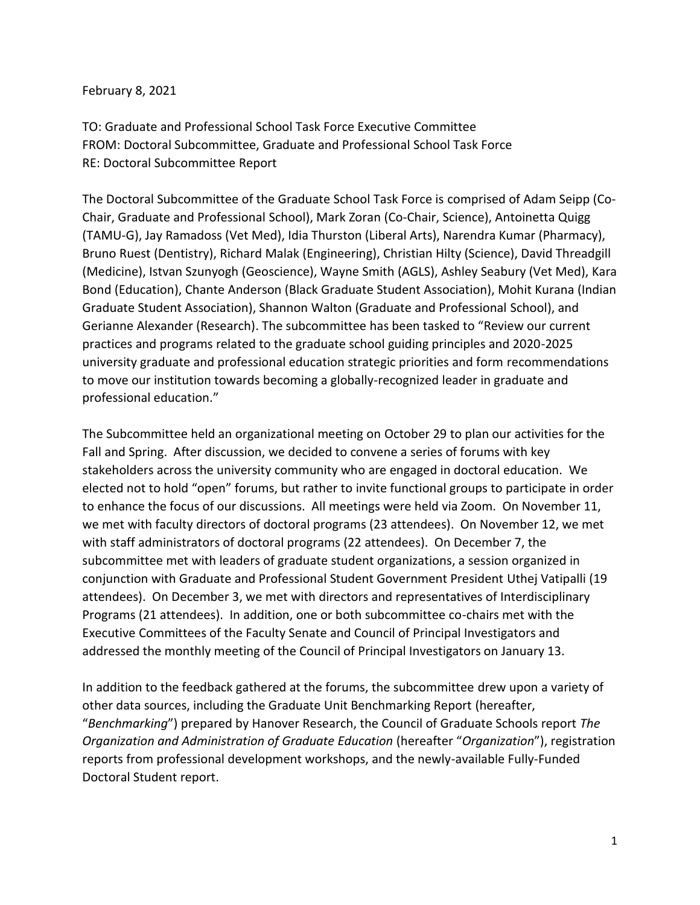February 8, 2021

TO: Graduate and Professional School Task Force Executive Committee
FROM: Doctoral Subcommittee, Graduate and Professional School Task Force
RE: Doctoral Subcommittee Report

The Doctoral Subcommittee of the Graduate School Task Force is comprised of Adam Seipp (Co-Chair, Graduate and Professional School), Mark Zoran (Co-Chair, Science), Antoinetta Quigg (TAMU-G), Jay Ramadoss (Vet Med), Idia Thurston (Liberal Arts), Narendra Kumar (Pharmacy), Bruno Ruest (Dentistry), Richard Malak (Engineering), Christian Hilty (Science), David Threadgill (Medicine), Istvan Szunyogh (Geoscience), Wayne Smith (AGLS), Ashley Seabury (Vet Med), Kara Bond (Education), Chante Anderson (Black Graduate Student Association), Mohit Kurana (Indian Graduate Student Association), Shannon Walton (Graduate and Professional School), and Gerianne Alexander (Research). The subcommittee has been tasked to "Review our current practices and programs related to the graduate school guiding principles and 2020-2025 university graduate and professional education strategic priorities and form recommendations to move our institution towards becoming a globally-recognized leader in graduate and professional education."

The Subcommittee held an organizational meeting on October 29 to plan our activities for the Fall and Spring. After discussion, we decided to convene a series of forums with key stakeholders across the university community who are engaged in doctoral education. We elected not to hold "open" forums, but rather to invite functional groups to participate in order to enhance the focus of our discussions. All meetings were held via Zoom. On November 11, we met with faculty directors of doctoral programs (23 attendees). On November 12, we met with staff administrators of doctoral programs (22 attendees). On December 7, the subcommittee met with leaders of graduate student organizations, a session organized in conjunction with Graduate and Professional Student Government President Uthej Vatipalli (19 attendees). On December 3, we met with directors and representatives of Interdisciplinary Programs (21 attendees). In addition, one or both subcommittee co-chairs met with the Executive Committees of the Faculty Senate and Council of Principal Investigators and addressed the monthly meeting of the Council of Principal Investigators on January 13.

In addition to the feedback gathered at the forums, the subcommittee drew upon a variety of other data sources, including the Graduate Unit Benchmarking Report (hereafter, "*Benchmarking*") prepared by Hanover Research, the Council of Graduate Schools report *The Organization and Administration of Graduate Education* (hereafter "*Organization*"), registration reports from professional development workshops, and the newly-available Fully-Funded Doctoral Student report.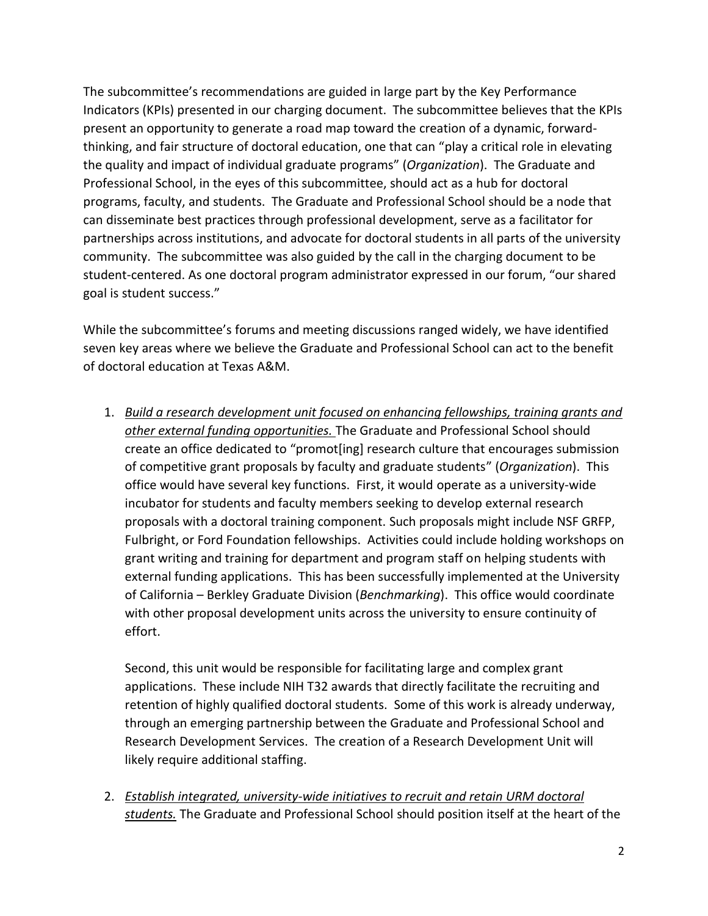The subcommittee's recommendations are guided in large part by the Key Performance Indicators (KPIs) presented in our charging document. The subcommittee believes that the KPIs present an opportunity to generate a road map toward the creation of a dynamic, forward-thinking, and fair structure of doctoral education, one that can "play a critical role in elevating the quality and impact of individual graduate programs" (*Organization*). The Graduate and Professional School, in the eyes of this subcommittee, should act as a hub for doctoral programs, faculty, and students. The Graduate and Professional School should be a node that can disseminate best practices through professional development, serve as a facilitator for partnerships across institutions, and advocate for doctoral students in all parts of the university community. The subcommittee was also guided by the call in the charging document to be student-centered. As one doctoral program administrator expressed in our forum, "our shared goal is student success."

While the subcommittee's forums and meeting discussions ranged widely, we have identified seven key areas where we believe the Graduate and Professional School can act to the benefit of doctoral education at Texas A&M.

1. <u>*Build a research development unit focused on enhancing fellowships, training grants and other external funding opportunities.*</u> The Graduate and Professional School should create an office dedicated to "promot[ing] research culture that encourages submission of competitive grant proposals by faculty and graduate students" (*Organization*). This office would have several key functions. First, it would operate as a university-wide incubator for students and faculty members seeking to develop external research proposals with a doctoral training component. Such proposals might include NSF GRFP, Fulbright, or Ford Foundation fellowships. Activities could include holding workshops on grant writing and training for department and program staff on helping students with external funding applications. This has been successfully implemented at the University of California – Berkley Graduate Division (*Benchmarking*). This office would coordinate with other proposal development units across the university to ensure continuity of effort.

   Second, this unit would be responsible for facilitating large and complex grant applications. These include NIH T32 awards that directly facilitate the recruiting and retention of highly qualified doctoral students. Some of this work is already underway, through an emerging partnership between the Graduate and Professional School and Research Development Services. The creation of a Research Development Unit will likely require additional staffing.

2. <u>*Establish integrated, university-wide initiatives to recruit and retain URM doctoral students.*</u> The Graduate and Professional School should position itself at the heart of the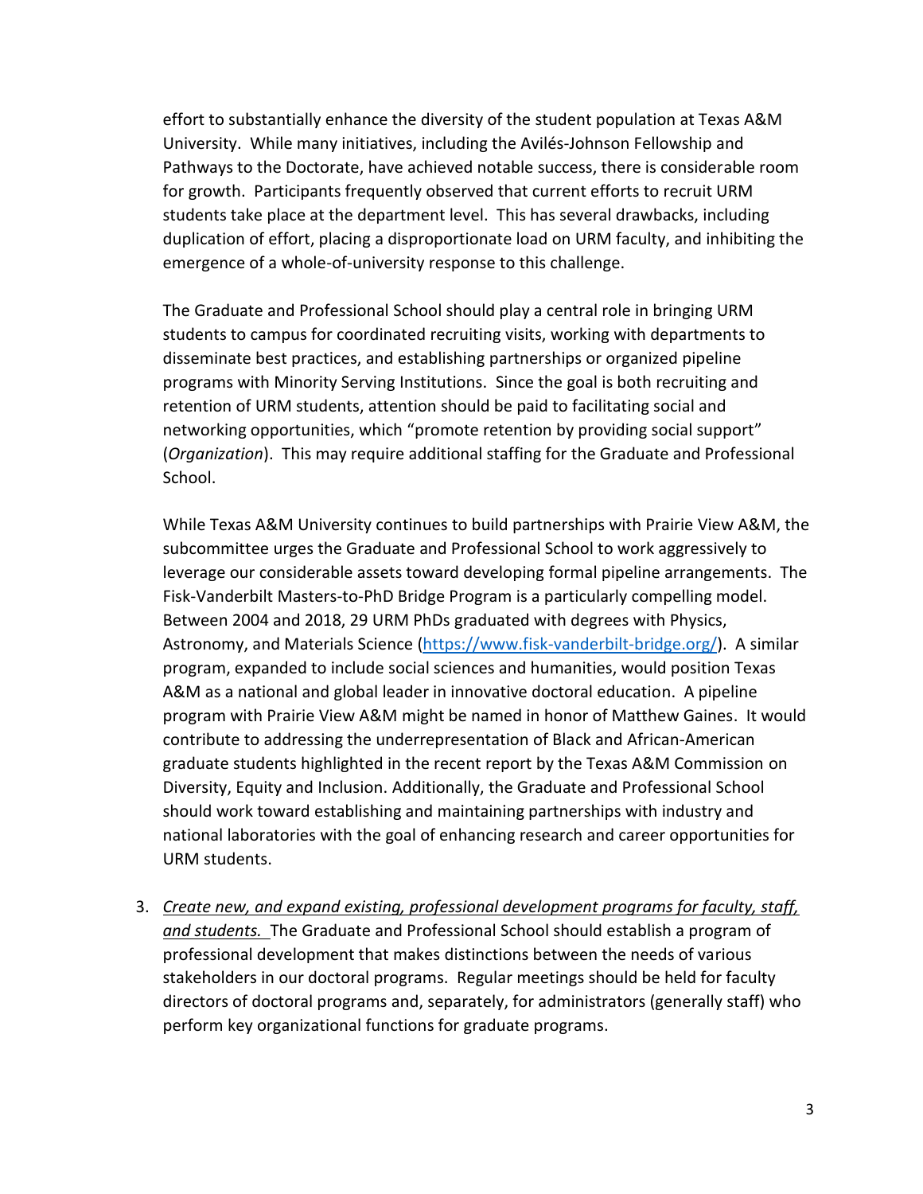effort to substantially enhance the diversity of the student population at Texas A&M University. While many initiatives, including the Avilés-Johnson Fellowship and Pathways to the Doctorate, have achieved notable success, there is considerable room for growth. Participants frequently observed that current efforts to recruit URM students take place at the department level. This has several drawbacks, including duplication of effort, placing a disproportionate load on URM faculty, and inhibiting the emergence of a whole-of-university response to this challenge.

The Graduate and Professional School should play a central role in bringing URM students to campus for coordinated recruiting visits, working with departments to disseminate best practices, and establishing partnerships or organized pipeline programs with Minority Serving Institutions. Since the goal is both recruiting and retention of URM students, attention should be paid to facilitating social and networking opportunities, which "promote retention by providing social support" (*Organization*). This may require additional staffing for the Graduate and Professional School.

While Texas A&M University continues to build partnerships with Prairie View A&M, the subcommittee urges the Graduate and Professional School to work aggressively to leverage our considerable assets toward developing formal pipeline arrangements. The Fisk-Vanderbilt Masters-to-PhD Bridge Program is a particularly compelling model. Between 2004 and 2018, 29 URM PhDs graduated with degrees with Physics, Astronomy, and Materials Science ([https://www.fisk-vanderbilt-bridge.org/](https://www.fisk-vanderbilt-bridge.org/)). A similar program, expanded to include social sciences and humanities, would position Texas A&M as a national and global leader in innovative doctoral education. A pipeline program with Prairie View A&M might be named in honor of Matthew Gaines. It would contribute to addressing the underrepresentation of Black and African-American graduate students highlighted in the recent report by the Texas A&M Commission on Diversity, Equity and Inclusion. Additionally, the Graduate and Professional School should work toward establishing and maintaining partnerships with industry and national laboratories with the goal of enhancing research and career opportunities for URM students.

3. *Create new, and expand existing, professional development programs for faculty, staff, and students.* The Graduate and Professional School should establish a program of professional development that makes distinctions between the needs of various stakeholders in our doctoral programs. Regular meetings should be held for faculty directors of doctoral programs and, separately, for administrators (generally staff) who perform key organizational functions for graduate programs.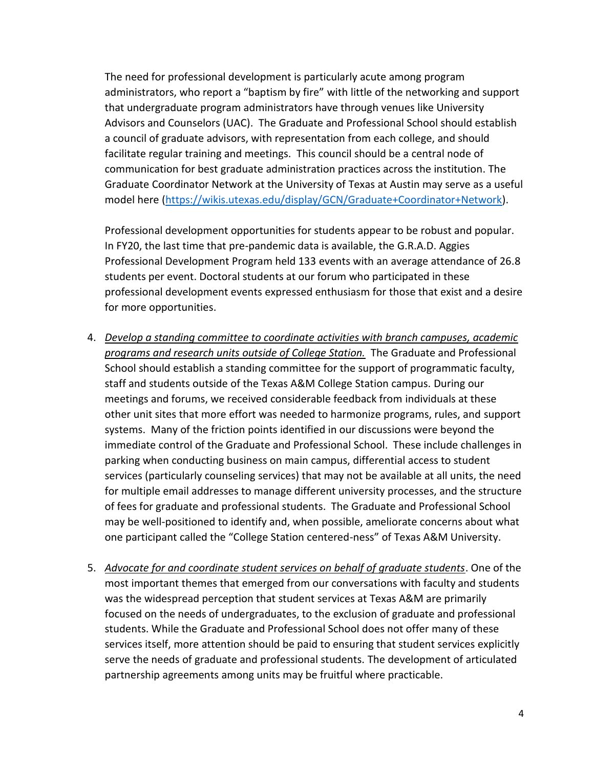The need for professional development is particularly acute among program administrators, who report a "baptism by fire" with little of the networking and support that undergraduate program administrators have through venues like University Advisors and Counselors (UAC). The Graduate and Professional School should establish a council of graduate advisors, with representation from each college, and should facilitate regular training and meetings. This council should be a central node of communication for best graduate administration practices across the institution. The Graduate Coordinator Network at the University of Texas at Austin may serve as a useful model here (https://wikis.utexas.edu/display/GCN/Graduate+Coordinator+Network).

Professional development opportunities for students appear to be robust and popular. In FY20, the last time that pre-pandemic data is available, the G.R.A.D. Aggies Professional Development Program held 133 events with an average attendance of 26.8 students per event. Doctoral students at our forum who participated in these professional development events expressed enthusiasm for those that exist and a desire for more opportunities.

4. *Develop a standing committee to coordinate activities with branch campuses, academic programs and research units outside of College Station.* The Graduate and Professional School should establish a standing committee for the support of programmatic faculty, staff and students outside of the Texas A&M College Station campus. During our meetings and forums, we received considerable feedback from individuals at these other unit sites that more effort was needed to harmonize programs, rules, and support systems. Many of the friction points identified in our discussions were beyond the immediate control of the Graduate and Professional School. These include challenges in parking when conducting business on main campus, differential access to student services (particularly counseling services) that may not be available at all units, the need for multiple email addresses to manage different university processes, and the structure of fees for graduate and professional students. The Graduate and Professional School may be well-positioned to identify and, when possible, ameliorate concerns about what one participant called the "College Station centered-ness" of Texas A&M University.

5. *Advocate for and coordinate student services on behalf of graduate students*. One of the most important themes that emerged from our conversations with faculty and students was the widespread perception that student services at Texas A&M are primarily focused on the needs of undergraduates, to the exclusion of graduate and professional students. While the Graduate and Professional School does not offer many of these services itself, more attention should be paid to ensuring that student services explicitly serve the needs of graduate and professional students. The development of articulated partnership agreements among units may be fruitful where practicable.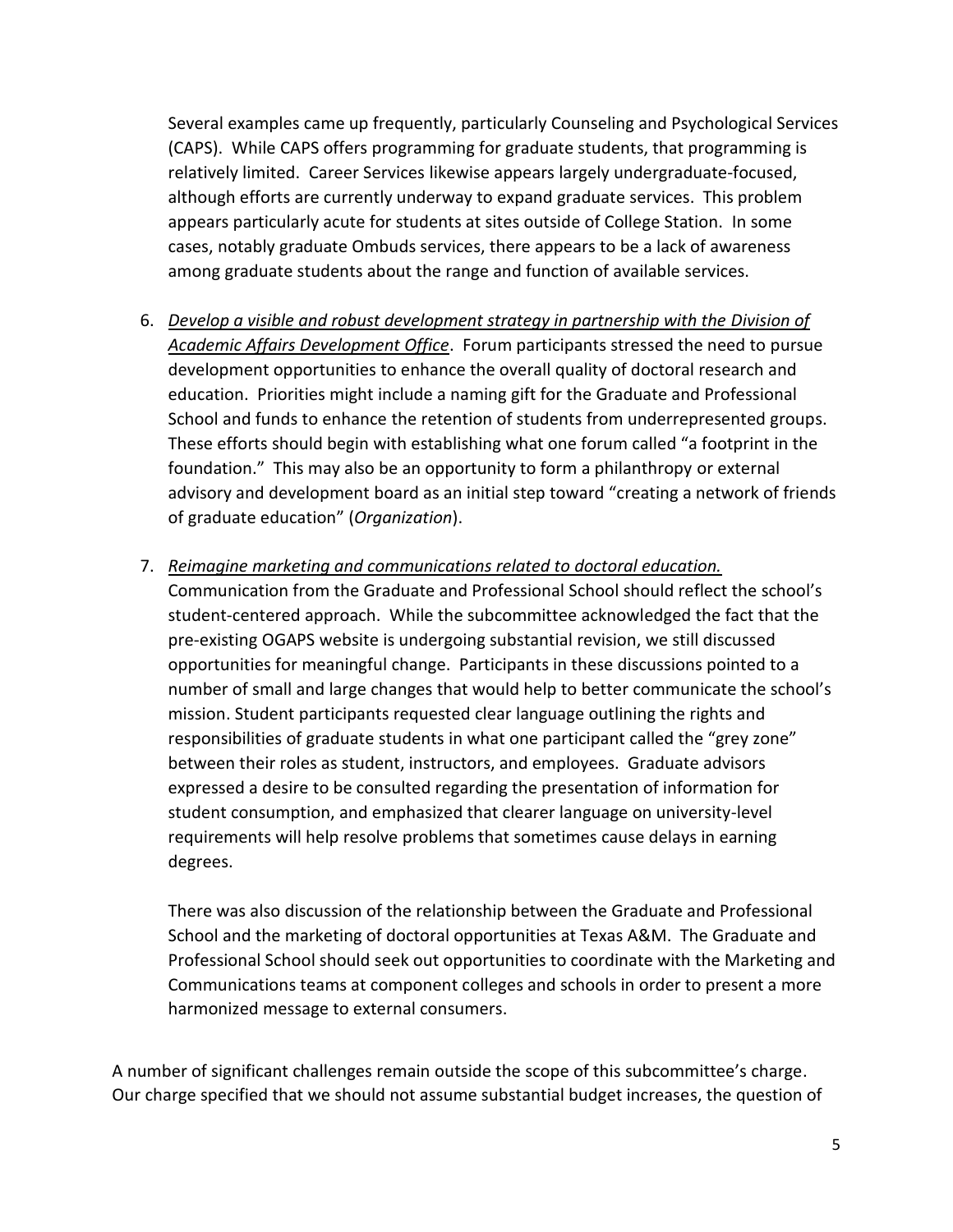Several examples came up frequently, particularly Counseling and Psychological Services (CAPS). While CAPS offers programming for graduate students, that programming is relatively limited. Career Services likewise appears largely undergraduate-focused, although efforts are currently underway to expand graduate services. This problem appears particularly acute for students at sites outside of College Station. In some cases, notably graduate Ombuds services, there appears to be a lack of awareness among graduate students about the range and function of available services.

6. *Develop a visible and robust development strategy in partnership with the Division of Academic Affairs Development Office*. Forum participants stressed the need to pursue development opportunities to enhance the overall quality of doctoral research and education. Priorities might include a naming gift for the Graduate and Professional School and funds to enhance the retention of students from underrepresented groups. These efforts should begin with establishing what one forum called "a footprint in the foundation." This may also be an opportunity to form a philanthropy or external advisory and development board as an initial step toward "creating a network of friends of graduate education" (*Organization*).

7. *Reimagine marketing and communications related to doctoral education.* Communication from the Graduate and Professional School should reflect the school's student-centered approach. While the subcommittee acknowledged the fact that the pre-existing OGAPS website is undergoing substantial revision, we still discussed opportunities for meaningful change. Participants in these discussions pointed to a number of small and large changes that would help to better communicate the school's mission. Student participants requested clear language outlining the rights and responsibilities of graduate students in what one participant called the "grey zone" between their roles as student, instructors, and employees. Graduate advisors expressed a desire to be consulted regarding the presentation of information for student consumption, and emphasized that clearer language on university-level requirements will help resolve problems that sometimes cause delays in earning degrees.

   There was also discussion of the relationship between the Graduate and Professional School and the marketing of doctoral opportunities at Texas A&M. The Graduate and Professional School should seek out opportunities to coordinate with the Marketing and Communications teams at component colleges and schools in order to present a more harmonized message to external consumers.

A number of significant challenges remain outside the scope of this subcommittee's charge. Our charge specified that we should not assume substantial budget increases, the question of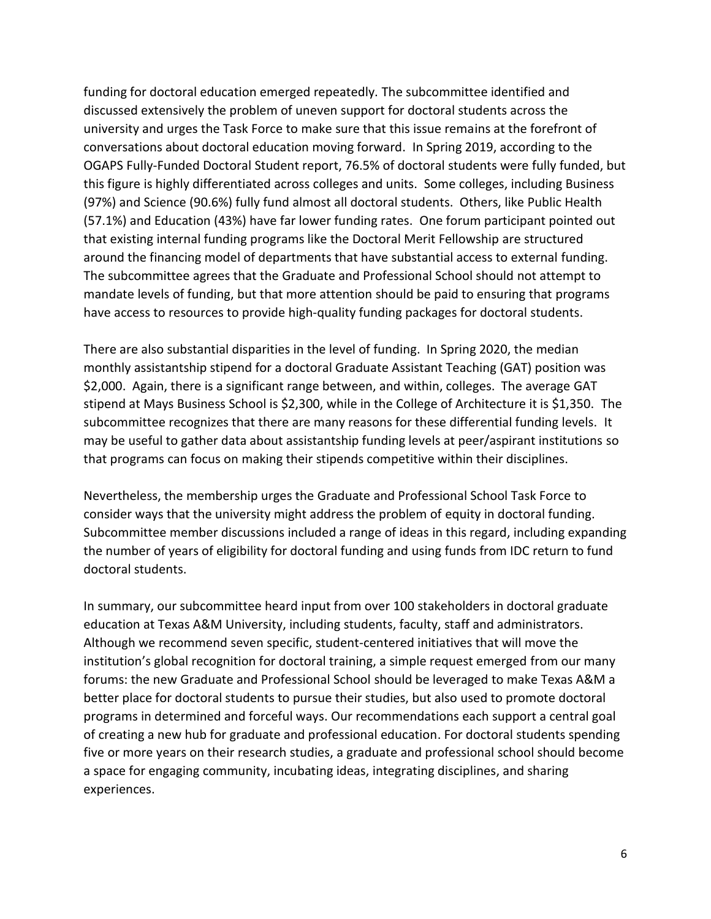funding for doctoral education emerged repeatedly. The subcommittee identified and discussed extensively the problem of uneven support for doctoral students across the university and urges the Task Force to make sure that this issue remains at the forefront of conversations about doctoral education moving forward. In Spring 2019, according to the OGAPS Fully-Funded Doctoral Student report, 76.5% of doctoral students were fully funded, but this figure is highly differentiated across colleges and units. Some colleges, including Business (97%) and Science (90.6%) fully fund almost all doctoral students. Others, like Public Health (57.1%) and Education (43%) have far lower funding rates. One forum participant pointed out that existing internal funding programs like the Doctoral Merit Fellowship are structured around the financing model of departments that have substantial access to external funding. The subcommittee agrees that the Graduate and Professional School should not attempt to mandate levels of funding, but that more attention should be paid to ensuring that programs have access to resources to provide high-quality funding packages for doctoral students.

There are also substantial disparities in the level of funding. In Spring 2020, the median monthly assistantship stipend for a doctoral Graduate Assistant Teaching (GAT) position was $2,000. Again, there is a significant range between, and within, colleges. The average GAT stipend at Mays Business School is $2,300, while in the College of Architecture it is $1,350. The subcommittee recognizes that there are many reasons for these differential funding levels. It may be useful to gather data about assistantship funding levels at peer/aspirant institutions so that programs can focus on making their stipends competitive within their disciplines.

Nevertheless, the membership urges the Graduate and Professional School Task Force to consider ways that the university might address the problem of equity in doctoral funding. Subcommittee member discussions included a range of ideas in this regard, including expanding the number of years of eligibility for doctoral funding and using funds from IDC return to fund doctoral students.

In summary, our subcommittee heard input from over 100 stakeholders in doctoral graduate education at Texas A&M University, including students, faculty, staff and administrators. Although we recommend seven specific, student-centered initiatives that will move the institution's global recognition for doctoral training, a simple request emerged from our many forums: the new Graduate and Professional School should be leveraged to make Texas A&M a better place for doctoral students to pursue their studies, but also used to promote doctoral programs in determined and forceful ways. Our recommendations each support a central goal of creating a new hub for graduate and professional education. For doctoral students spending five or more years on their research studies, a graduate and professional school should become a space for engaging community, incubating ideas, integrating disciplines, and sharing experiences.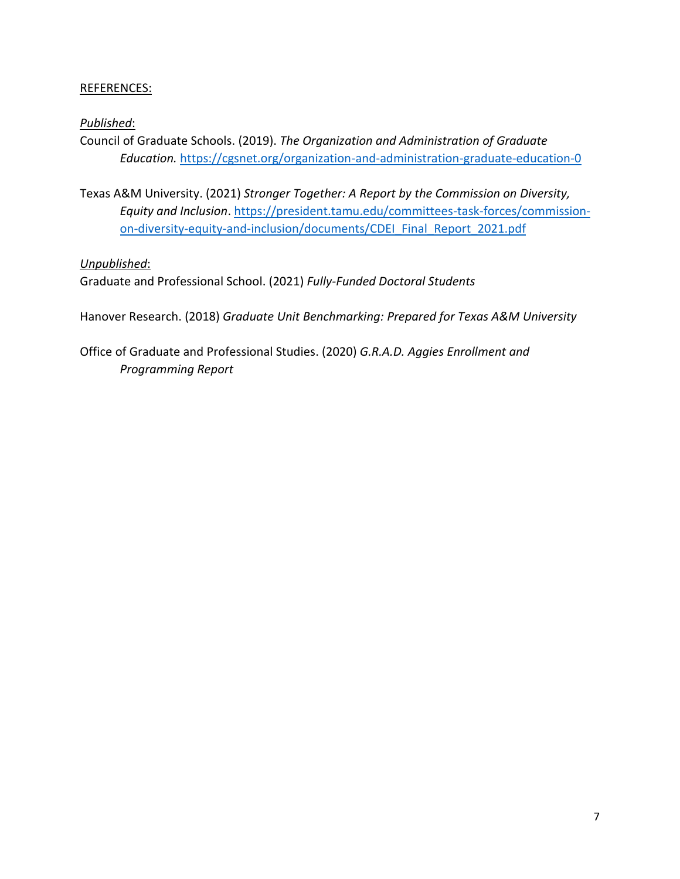REFERENCES:

*Published*:

Council of Graduate Schools. (2019). *The Organization and Administration of Graduate Education.* https://cgsnet.org/organization-and-administration-graduate-education-0

Texas A&M University. (2021) *Stronger Together: A Report by the Commission on Diversity, Equity and Inclusion*. https://president.tamu.edu/committees-task-forces/commission-on-diversity-equity-and-inclusion/documents/CDEI_Final_Report_2021.pdf

*Unpublished*:

Graduate and Professional School. (2021) *Fully-Funded Doctoral Students*

Hanover Research. (2018) *Graduate Unit Benchmarking: Prepared for Texas A&M University*

Office of Graduate and Professional Studies. (2020) *G.R.A.D. Aggies Enrollment and Programming Report*